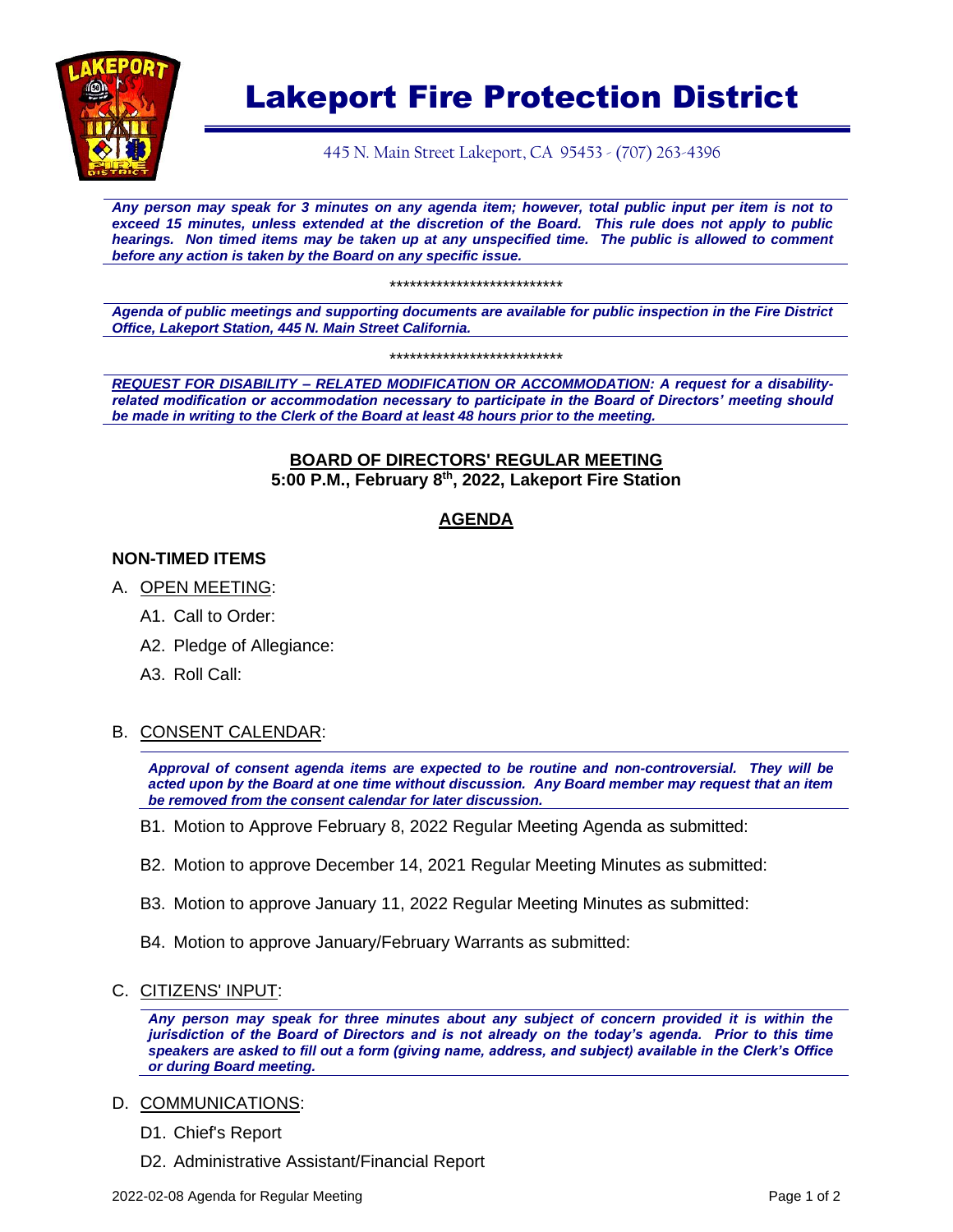# Lakeport Fire Protection District

445 N. Main Street Lakeport, CA 95453 - (707) 263-4396

***Any person may speak for 3 minutes on any agenda item; however, total public input per item is not to exceed 15 minutes, unless extended at the discretion of the Board. This rule does not apply to public hearings. Non timed items may be taken up at any unspecified time. The public is allowed to comment before any action is taken by the Board on any specific issue.***

**************************

***Agenda of public meetings and supporting documents are available for public inspection in the Fire District Office, Lakeport Station, 445 N. Main Street California.***

**************************

***REQUEST FOR DISABILITY – RELATED MODIFICATION OR ACCOMMODATION: A request for a disability-related modification or accommodation necessary to participate in the Board of Directors' meeting should be made in writing to the Clerk of the Board at least 48 hours prior to the meeting.***

## BOARD OF DIRECTORS' REGULAR MEETING

**5:00 P.M., February 8th, 2022, Lakeport Fire Station**

## AGENDA

### NON-TIMED ITEMS

A. OPEN MEETING:

- A1. Call to Order:
- A2. Pledge of Allegiance:
- A3. Roll Call:

B. CONSENT CALENDAR:

***Approval of consent agenda items are expected to be routine and non-controversial. They will be acted upon by the Board at one time without discussion. Any Board member may request that an item be removed from the consent calendar for later discussion.***

- B1. Motion to Approve February 8, 2022 Regular Meeting Agenda as submitted:
- B2. Motion to approve December 14, 2021 Regular Meeting Minutes as submitted:
- B3. Motion to approve January 11, 2022 Regular Meeting Minutes as submitted:
- B4. Motion to approve January/February Warrants as submitted:

C. CITIZENS' INPUT:

***Any person may speak for three minutes about any subject of concern provided it is within the jurisdiction of the Board of Directors and is not already on the today's agenda. Prior to this time speakers are asked to fill out a form (giving name, address, and subject) available in the Clerk's Office or during Board meeting.***

D. COMMUNICATIONS:

- D1. Chief's Report
- D2. Administrative Assistant/Financial Report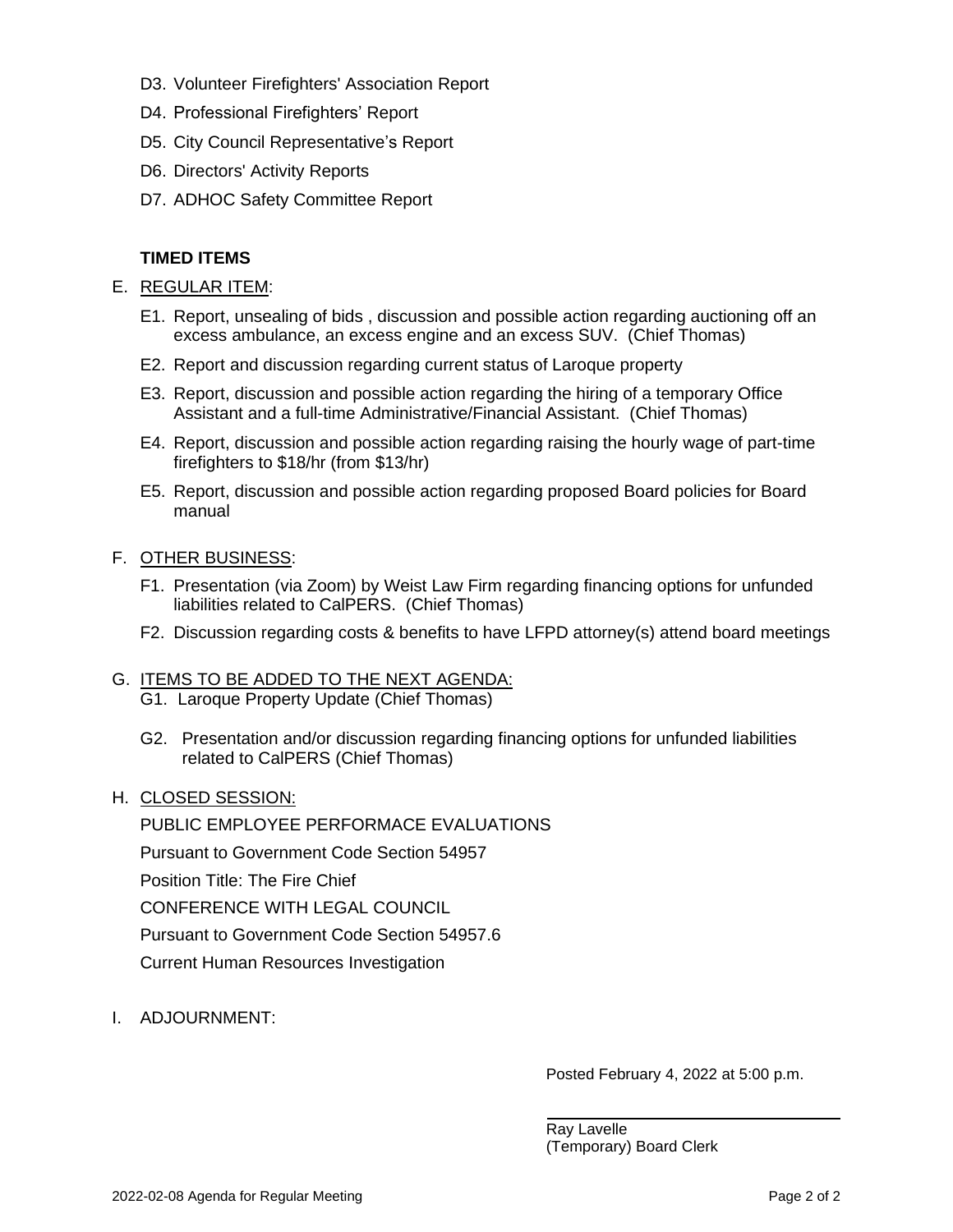D3. Volunteer Firefighters' Association Report

D4. Professional Firefighters' Report

D5. City Council Representative's Report

D6. Directors' Activity Reports

D7. ADHOC Safety Committee Report

**TIMED ITEMS**

E. REGULAR ITEM:

E1. Report, unsealing of bids , discussion and possible action regarding auctioning off an excess ambulance, an excess engine and an excess SUV. (Chief Thomas)

E2. Report and discussion regarding current status of Laroque property

E3. Report, discussion and possible action regarding the hiring of a temporary Office Assistant and a full-time Administrative/Financial Assistant. (Chief Thomas)

E4. Report, discussion and possible action regarding raising the hourly wage of part-time firefighters to $18/hr (from $13/hr)

E5. Report, discussion and possible action regarding proposed Board policies for Board manual

F. OTHER BUSINESS:

F1. Presentation (via Zoom) by Weist Law Firm regarding financing options for unfunded liabilities related to CalPERS. (Chief Thomas)

F2. Discussion regarding costs & benefits to have LFPD attorney(s) attend board meetings

G. ITEMS TO BE ADDED TO THE NEXT AGENDA:

G1. Laroque Property Update (Chief Thomas)

G2. Presentation and/or discussion regarding financing options for unfunded liabilities related to CalPERS (Chief Thomas)

H. CLOSED SESSION:

PUBLIC EMPLOYEE PERFORMACE EVALUATIONS

Pursuant to Government Code Section 54957

Position Title: The Fire Chief

CONFERENCE WITH LEGAL COUNCIL

Pursuant to Government Code Section 54957.6

Current Human Resources Investigation

I. ADJOURNMENT:

Posted February 4, 2022 at 5:00 p.m.

Ray Lavelle
(Temporary) Board Clerk